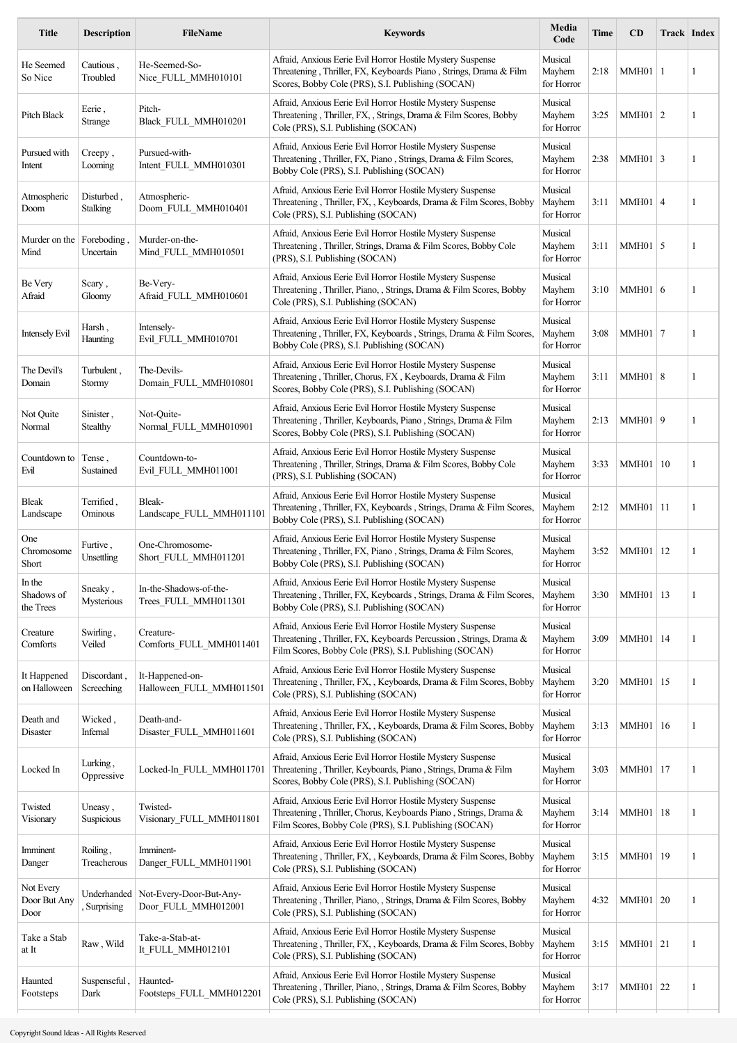| Title | Description | FileName | Keywords | Media Code | Time | CD | Track | Index |
|---|---|---|---|---|---|---|---|---|
| He Seemed So Nice | Cautious , Troubled | He-Seemed-So-Nice_FULL_MMH010101 | Afraid, Anxious Eerie Evil Horror Hostile Mystery Suspense Threatening , Thriller, FX, Keyboards Piano , Strings, Drama & Film Scores, Bobby Cole (PRS), S.I. Publishing (SOCAN) | Musical Mayhem for Horror | 2:18 | MMH01 | 1 | 1 |
| Pitch Black | Eerie , Strange | Pitch-Black_FULL_MMH010201 | Afraid, Anxious Eerie Evil Horror Hostile Mystery Suspense Threatening , Thriller, FX, , Strings, Drama & Film Scores, Bobby Cole (PRS), S.I. Publishing (SOCAN) | Musical Mayhem for Horror | 3:25 | MMH01 | 2 | 1 |
| Pursued with Intent | Creepy , Looming | Pursued-with-Intent_FULL_MMH010301 | Afraid, Anxious Eerie Evil Horror Hostile Mystery Suspense Threatening , Thriller, FX, Piano , Strings, Drama & Film Scores, Bobby Cole (PRS), S.I. Publishing (SOCAN) | Musical Mayhem for Horror | 2:38 | MMH01 | 3 | 1 |
| Atmospheric Doom | Disturbed , Stalking | Atmospheric-Doom_FULL_MMH010401 | Afraid, Anxious Eerie Evil Horror Hostile Mystery Suspense Threatening , Thriller, FX, , Keyboards, Drama & Film Scores, Bobby Cole (PRS), S.I. Publishing (SOCAN) | Musical Mayhem for Horror | 3:11 | MMH01 | 4 | 1 |
| Murder on the Mind | Foreboding , Uncertain | Murder-on-the-Mind_FULL_MMH010501 | Afraid, Anxious Eerie Evil Horror Hostile Mystery Suspense Threatening , Thriller, Strings, Drama & Film Scores, Bobby Cole (PRS), S.I. Publishing (SOCAN) | Musical Mayhem for Horror | 3:11 | MMH01 | 5 | 1 |
| Be Very Afraid | Scary , Gloomy | Be-Very-Afraid_FULL_MMH010601 | Afraid, Anxious Eerie Evil Horror Hostile Mystery Suspense Threatening , Thriller, Piano, , Strings, Drama & Film Scores, Bobby Cole (PRS), S.I. Publishing (SOCAN) | Musical Mayhem for Horror | 3:10 | MMH01 | 6 | 1 |
| Intensely Evil | Harsh , Haunting | Intensely-Evil_FULL_MMH010701 | Afraid, Anxious Eerie Evil Horror Hostile Mystery Suspense Threatening , Thriller, FX, Keyboards , Strings, Drama & Film Scores, Bobby Cole (PRS), S.I. Publishing (SOCAN) | Musical Mayhem for Horror | 3:08 | MMH01 | 7 | 1 |
| The Devil's Domain | Turbulent , Stormy | The-Devils-Domain_FULL_MMH010801 | Afraid, Anxious Eerie Evil Horror Hostile Mystery Suspense Threatening , Thriller, Chorus, FX , Keyboards, Drama & Film Scores, Bobby Cole (PRS), S.I. Publishing (SOCAN) | Musical Mayhem for Horror | 3:11 | MMH01 | 8 | 1 |
| Not Quite Normal | Sinister , Stealthy | Not-Quite-Normal_FULL_MMH010901 | Afraid, Anxious Eerie Evil Horror Hostile Mystery Suspense Threatening , Thriller, Keyboards, Piano , Strings, Drama & Film Scores, Bobby Cole (PRS), S.I. Publishing (SOCAN) | Musical Mayhem for Horror | 2:13 | MMH01 | 9 | 1 |
| Countdown to Evil | Tense , Sustained | Countdown-to-Evil_FULL_MMH011001 | Afraid, Anxious Eerie Evil Horror Hostile Mystery Suspense Threatening , Thriller, Strings, Drama & Film Scores, Bobby Cole (PRS), S.I. Publishing (SOCAN) | Musical Mayhem for Horror | 3:33 | MMH01 | 10 | 1 |
| Bleak Landscape | Terrified , Ominous | Bleak-Landscape_FULL_MMH011101 | Afraid, Anxious Eerie Evil Horror Hostile Mystery Suspense Threatening , Thriller, FX, Keyboards , Strings, Drama & Film Scores, Bobby Cole (PRS), S.I. Publishing (SOCAN) | Musical Mayhem for Horror | 2:12 | MMH01 | 11 | 1 |
| One Chromosome Short | Furtive , Unsettling | One-Chromosome-Short_FULL_MMH011201 | Afraid, Anxious Eerie Evil Horror Hostile Mystery Suspense Threatening , Thriller, FX, Piano , Strings, Drama & Film Scores, Bobby Cole (PRS), S.I. Publishing (SOCAN) | Musical Mayhem for Horror | 3:52 | MMH01 | 12 | 1 |
| In the Shadows of the Trees | Sneaky , Mysterious | In-the-Shadows-of-the-Trees_FULL_MMH011301 | Afraid, Anxious Eerie Evil Horror Hostile Mystery Suspense Threatening , Thriller, FX, Keyboards , Strings, Drama & Film Scores, Bobby Cole (PRS), S.I. Publishing (SOCAN) | Musical Mayhem for Horror | 3:30 | MMH01 | 13 | 1 |
| Creature Comforts | Swirling , Veiled | Creature-Comforts_FULL_MMH011401 | Afraid, Anxious Eerie Evil Horror Hostile Mystery Suspense Threatening , Thriller, FX, Keyboards Percussion , Strings, Drama & Film Scores, Bobby Cole (PRS), S.I. Publishing (SOCAN) | Musical Mayhem for Horror | 3:09 | MMH01 | 14 | 1 |
| It Happened on Halloween | Discordant , Screeching | It-Happened-on-Halloween_FULL_MMH011501 | Afraid, Anxious Eerie Evil Horror Hostile Mystery Suspense Threatening , Thriller, FX, , Keyboards, Drama & Film Scores, Bobby Cole (PRS), S.I. Publishing (SOCAN) | Musical Mayhem for Horror | 3:20 | MMH01 | 15 | 1 |
| Death and Disaster | Wicked , Infernal | Death-and-Disaster_FULL_MMH011601 | Afraid, Anxious Eerie Evil Horror Hostile Mystery Suspense Threatening , Thriller, FX, , Keyboards, Drama & Film Scores, Bobby Cole (PRS), S.I. Publishing (SOCAN) | Musical Mayhem for Horror | 3:13 | MMH01 | 16 | 1 |
| Locked In | Lurking , Oppressive | Locked-In_FULL_MMH011701 | Afraid, Anxious Eerie Evil Horror Hostile Mystery Suspense Threatening , Thriller, Keyboards, Piano , Strings, Drama & Film Scores, Bobby Cole (PRS), S.I. Publishing (SOCAN) | Musical Mayhem for Horror | 3:03 | MMH01 | 17 | 1 |
| Twisted Visionary | Uneasy , Suspicious | Twisted-Visionary_FULL_MMH011801 | Afraid, Anxious Eerie Evil Horror Hostile Mystery Suspense Threatening , Thriller, Chorus, Keyboards Piano , Strings, Drama & Film Scores, Bobby Cole (PRS), S.I. Publishing (SOCAN) | Musical Mayhem for Horror | 3:14 | MMH01 | 18 | 1 |
| Imminent Danger | Roiling , Treacherous | Imminent-Danger_FULL_MMH011901 | Afraid, Anxious Eerie Evil Horror Hostile Mystery Suspense Threatening , Thriller, FX, , Keyboards, Drama & Film Scores, Bobby Cole (PRS), S.I. Publishing (SOCAN) | Musical Mayhem for Horror | 3:15 | MMH01 | 19 | 1 |
| Not Every Door But Any Door | Underhanded , Surprising | Not-Every-Door-But-Any-Door_FULL_MMH012001 | Afraid, Anxious Eerie Evil Horror Hostile Mystery Suspense Threatening , Thriller, Piano, , Strings, Drama & Film Scores, Bobby Cole (PRS), S.I. Publishing (SOCAN) | Musical Mayhem for Horror | 4:32 | MMH01 | 20 | 1 |
| Take a Stab at It | Raw , Wild | Take-a-Stab-at-It_FULL_MMH012101 | Afraid, Anxious Eerie Evil Horror Hostile Mystery Suspense Threatening , Thriller, FX, , Keyboards, Drama & Film Scores, Bobby Cole (PRS), S.I. Publishing (SOCAN) | Musical Mayhem for Horror | 3:15 | MMH01 | 21 | 1 |
| Haunted Footsteps | Suspenseful , Dark | Haunted-Footsteps_FULL_MMH012201 | Afraid, Anxious Eerie Evil Horror Hostile Mystery Suspense Threatening , Thriller, Piano, , Strings, Drama & Film Scores, Bobby Cole (PRS), S.I. Publishing (SOCAN) | Musical Mayhem for Horror | 3:17 | MMH01 | 22 | 1 |

Copyright Sound Ideas - All Rights Reserved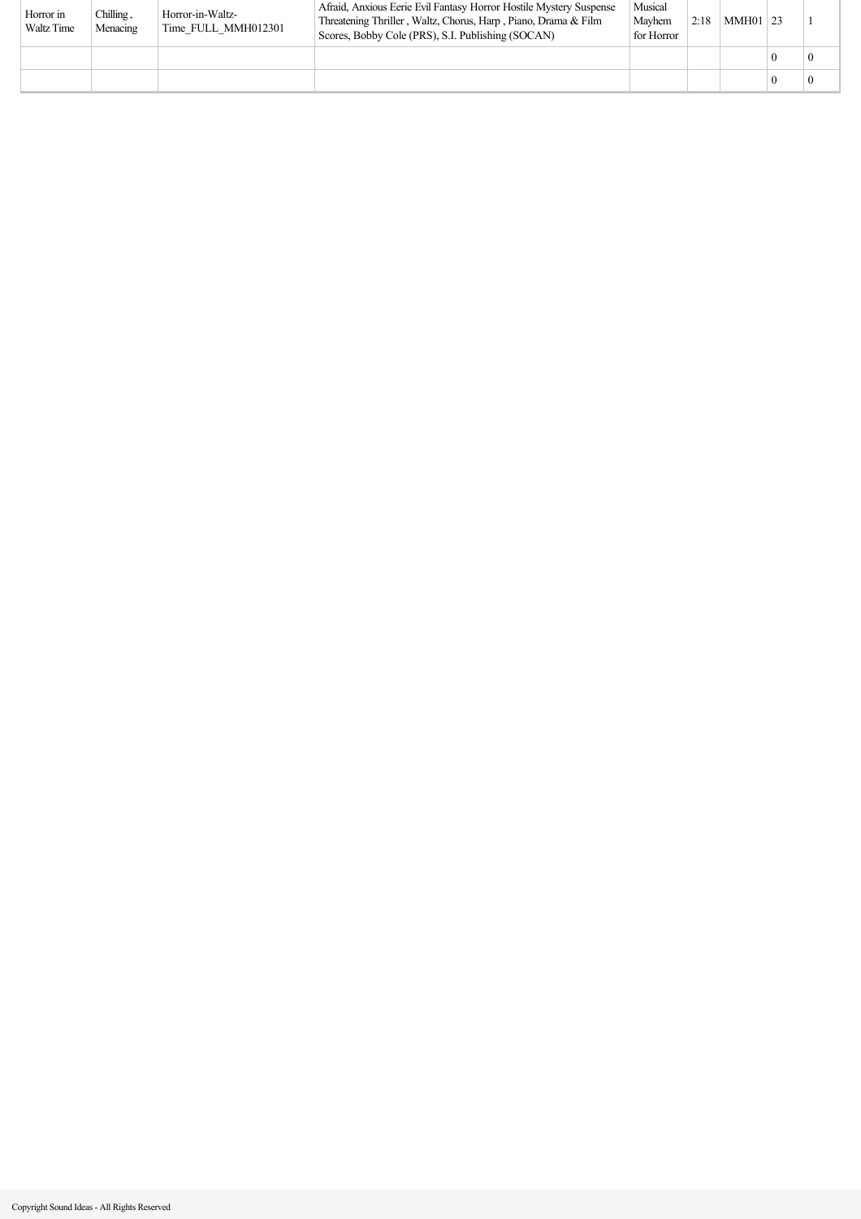| | | | | | | | | |
|---|---|---|---|---|---|---|---|---|
| Horror in Waltz Time | Chilling , Menacing | Horror-in-Waltz-Time_FULL_MMH012301 | Afraid, Anxious Eerie Evil Fantasy Horror Hostile Mystery Suspense Threatening Thriller , Waltz, Chorus, Harp , Piano, Drama & Film Scores, Bobby Cole (PRS), S.I. Publishing (SOCAN) | Musical Mayhem for Horror | 2:18 | MMH01 | 23 | 1 |
| | | | | | | | 0 | 0 |
| | | | | | | | 0 | 0 |

Copyright Sound Ideas - All Rights Reserved